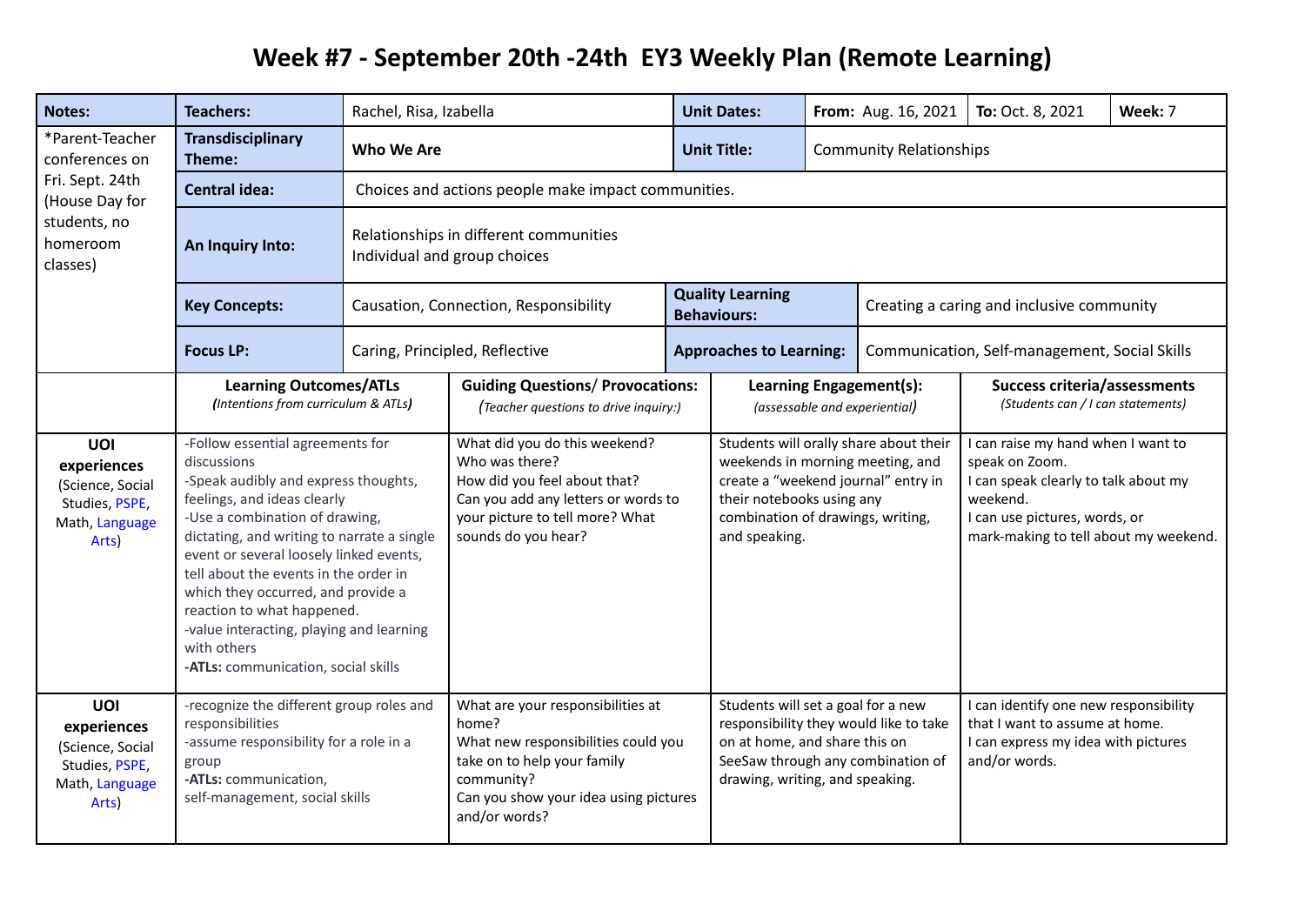# Week #7 - September 20th -24th EY3 Weekly Plan (Remote Learning)

| **Notes:** | **Teachers:** | Rachel, Risa, Izabella | **Unit Dates:** | **From:** Aug. 16, 2021 | **To:** Oct. 8, 2021 | **Week:** 7 |
|---|---|---|---|---|---|---|
| *Parent-Teacher conferences on Fri. Sept. 24th (House Day for students, no homeroom classes) | **Transdisciplinary Theme:** | **Who We Are** | **Unit Title:** | Community Relationships | | |
| | **Central idea:** | Choices and actions people make impact communities. | | | | |
| | **An Inquiry Into:** | Relationships in different communities<br>Individual and group choices | | | | |
| | **Key Concepts:** | Causation, Connection, Responsibility | **Quality Learning Behaviours:** | Creating a caring and inclusive community | | |
| | **Focus LP:** | Caring, Principled, Reflective | **Approaches to Learning:** | Communication, Self-management, Social Skills | | |

| | **Learning Outcomes/ATLs** *(Intentions from curriculum & ATLs)* | **Guiding Questions/ Provocations:** *(Teacher questions to drive inquiry:)* | **Learning Engagement(s):** *(assessable and experiential)* | **Success criteria/assessments** *(Students can / I can statements)* |
|---|---|---|---|---|
| **UOI experiences** (Science, Social Studies, PSPE, Math, Language Arts) | -Follow essential agreements for discussions<br>-Speak audibly and express thoughts, feelings, and ideas clearly<br>-Use a combination of drawing, dictating, and writing to narrate a single event or several loosely linked events, tell about the events in the order in which they occurred, and provide a reaction to what happened.<br>-value interacting, playing and learning with others<br>**-ATLs:** communication, social skills | What did you do this weekend?<br>Who was there?<br>How did you feel about that?<br>Can you add any letters or words to your picture to tell more? What sounds do you hear? | Students will orally share about their weekends in morning meeting, and create a "weekend journal" entry in their notebooks using any combination of drawings, writing, and speaking. | I can raise my hand when I want to speak on Zoom.<br>I can speak clearly to talk about my weekend.<br>I can use pictures, words, or mark-making to tell about my weekend. |
| **UOI experiences** (Science, Social Studies, PSPE, Math, Language Arts) | -recognize the different group roles and responsibilities<br>-assume responsibility for a role in a group<br>**-ATLs:** communication, self-management, social skills | What are your responsibilities at home?<br>What new responsibilities could you take on to help your family community?<br>Can you show your idea using pictures and/or words? | Students will set a goal for a new responsibility they would like to take on at home, and share this on SeeSaw through any combination of drawing, writing, and speaking. | I can identify one new responsibility that I want to assume at home.<br>I can express my idea with pictures and/or words. |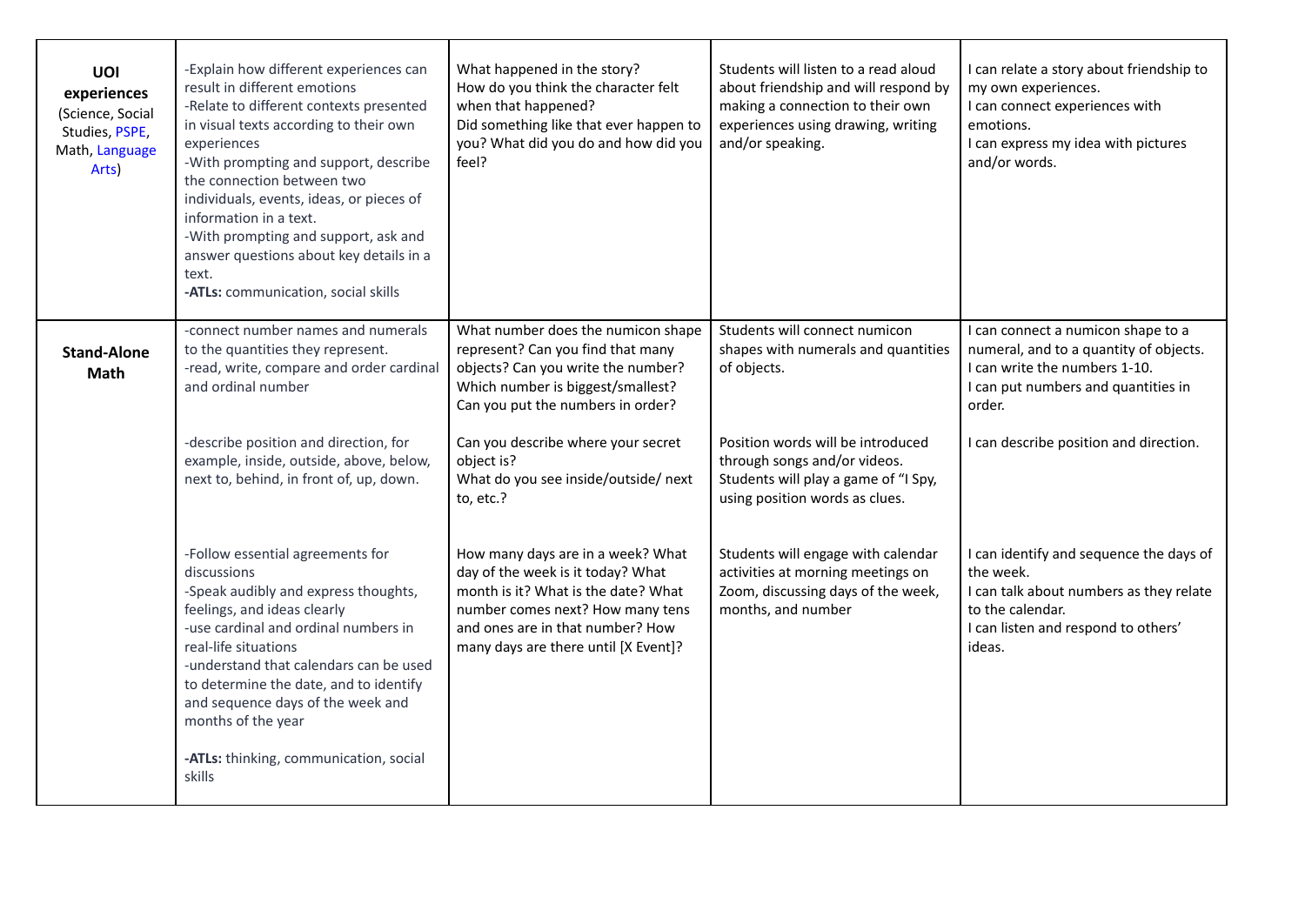| | | | | |
|---|---|---|---|---|
| **UOI experiences** (Science, Social Studies, PSPE, Math, Language Arts) | -Explain how different experiences can result in different emotions<br>-Relate to different contexts presented in visual texts according to their own experiences<br>-With prompting and support, describe the connection between two individuals, events, ideas, or pieces of information in a text.<br>-With prompting and support, ask and answer questions about key details in a text.<br>**-ATLs:** communication, social skills | What happened in the story?<br>How do you think the character felt when that happened?<br>Did something like that ever happen to you? What did you do and how did you feel? | Students will listen to a read aloud about friendship and will respond by making a connection to their own experiences using drawing, writing and/or speaking. | I can relate a story about friendship to my own experiences.<br>I can connect experiences with emotions.<br>I can express my idea with pictures and/or words. |
| **Stand-Alone Math** | -connect number names and numerals to the quantities they represent.<br>-read, write, compare and order cardinal and ordinal number<br><br>-describe position and direction, for example, inside, outside, above, below, next to, behind, in front of, up, down.<br><br>-Follow essential agreements for discussions<br>-Speak audibly and express thoughts, feelings, and ideas clearly<br>-use cardinal and ordinal numbers in real-life situations<br>-understand that calendars can be used to determine the date, and to identify and sequence days of the week and months of the year<br><br>**-ATLs:** thinking, communication, social skills | What number does the numicon shape represent? Can you find that many objects? Can you write the number? Which number is biggest/smallest? Can you put the numbers in order?<br><br>Can you describe where your secret object is?<br>What do you see inside/outside/ next to, etc.?<br><br>How many days are in a week? What day of the week is it today? What month is it? What is the date? What number comes next? How many tens and ones are in that number? How many days are there until [X Event]? | Students will connect numicon shapes with numerals and quantities of objects.<br><br>Position words will be introduced through songs and/or videos. Students will play a game of "I Spy, using position words as clues.<br><br>Students will engage with calendar activities at morning meetings on Zoom, discussing days of the week, months, and number | I can connect a numicon shape to a numeral, and to a quantity of objects.<br>I can write the numbers 1-10.<br>I can put numbers and quantities in order.<br><br>I can describe position and direction.<br><br>I can identify and sequence the days of the week.<br>I can talk about numbers as they relate to the calendar.<br>I can listen and respond to others' ideas. |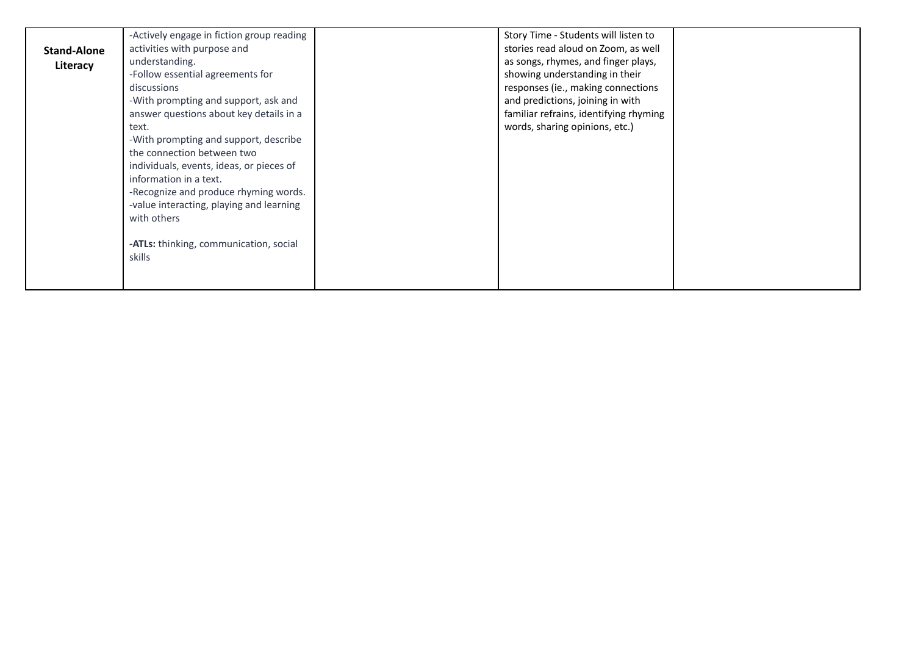| | | | | |
|---|---|---|---|---|
| **Stand-Alone Literacy** | -Actively engage in fiction group reading activities with purpose and understanding.<br>-Follow essential agreements for discussions<br>-With prompting and support, ask and answer questions about key details in a text.<br>-With prompting and support, describe the connection between two individuals, events, ideas, or pieces of information in a text.<br>-Recognize and produce rhyming words.<br>-value interacting, playing and learning with others<br><br>**-ATLs:** thinking, communication, social skills | | Story Time - Students will listen to stories read aloud on Zoom, as well as songs, rhymes, and finger plays, showing understanding in their responses (ie., making connections and predictions, joining in with familiar refrains, identifying rhyming words, sharing opinions, etc.) | |